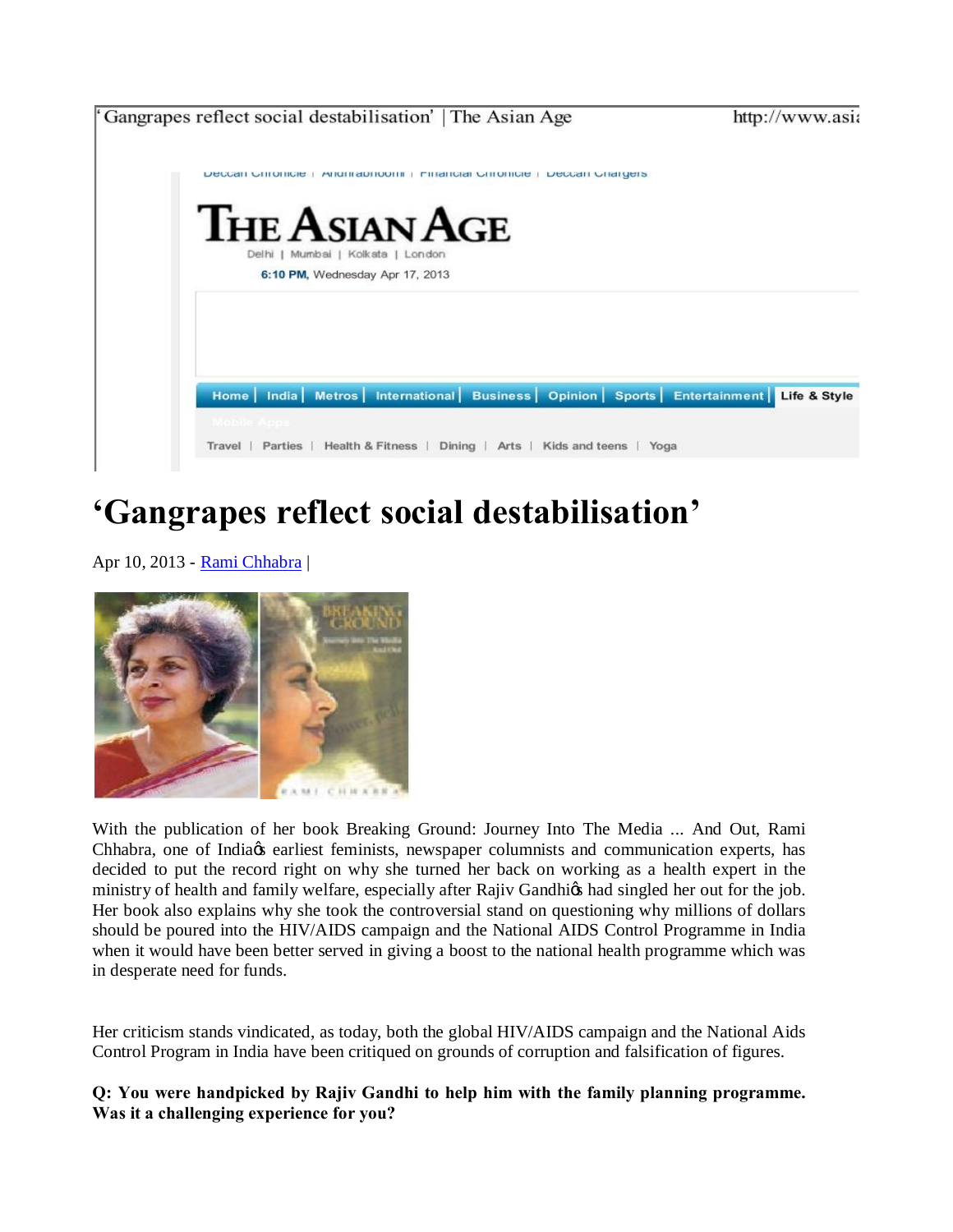# ‘Gangrapes reflect social destabilisation’

Apr 10, 2013 - Rami Chhabra |

With the publication of her book Breaking Ground: Journey Into The Media ... And Out, Rami Chhabra, one of India’s earliest feminists, newspaper columnists and communication experts, has decided to put the record right on why she turned her back on working as a health expert in the ministry of health and family welfare, especially after Rajiv Gandhi’s had singled her out for the job. Her book also explains why she took the controversial stand on questioning why millions of dollars should be poured into the HIV/AIDS campaign and the National AIDS Control Programme in India when it would have been better served in giving a boost to the national health programme which was in desperate need for funds.

Her criticism stands vindicated, as today, both the global HIV/AIDS campaign and the National Aids Control Program in India have been critiqued on grounds of corruption and falsification of figures.

**Q: You were handpicked by Rajiv Gandhi to help him with the family planning programme. Was it a challenging experience for you?**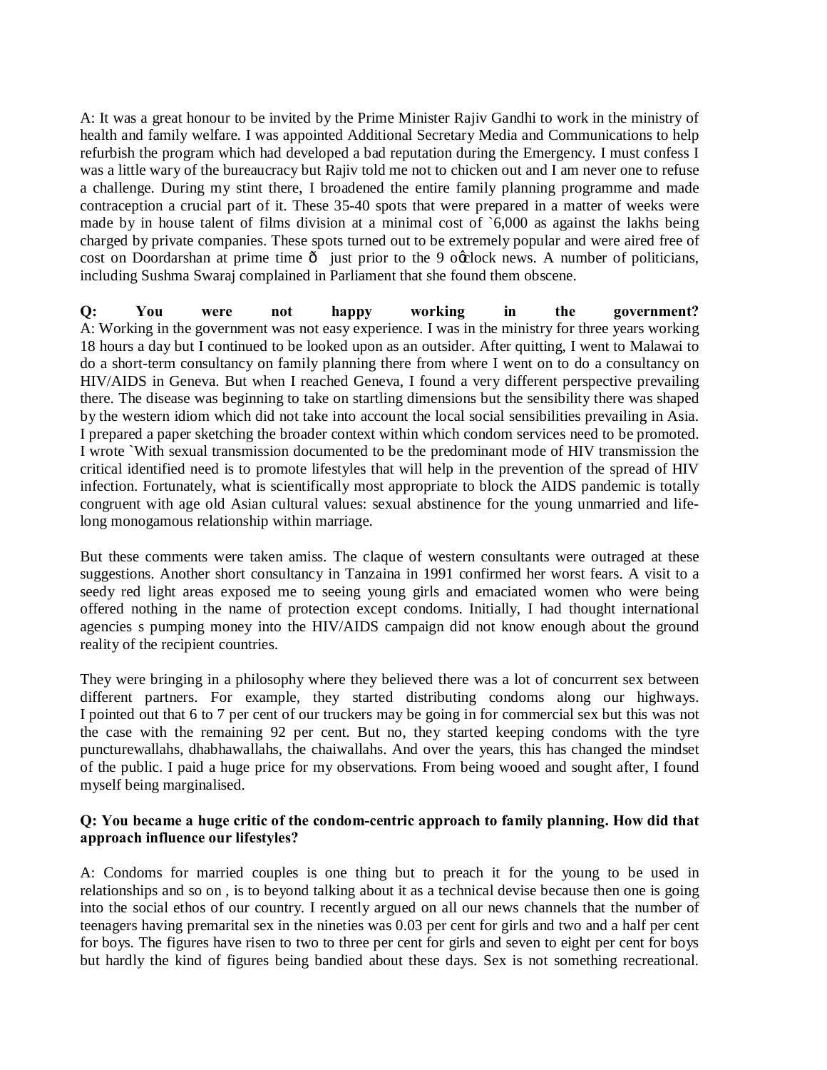A: It was a great honour to be invited by the Prime Minister Rajiv Gandhi to work in the ministry of health and family welfare. I was appointed Additional Secretary Media and Communications to help refurbish the program which had developed a bad reputation during the Emergency. I must confess I was a little wary of the bureaucracy but Rajiv told me not to chicken out and I am never one to refuse a challenge. During my stint there, I broadened the entire family planning programme and made contraception a crucial part of it. These 35-40 spots that were prepared in a matter of weeks were made by in house talent of films division at a minimal cost of `6,000 as against the lakhs being charged by private companies. These spots turned out to be extremely popular and were aired free of cost on Doordarshan at prime time ô just prior to the 9 oÿclock news. A number of politicians, including Sushma Swaraj complained in Parliament that she found them obscene.

**Q: You were not happy working in the government?**

A: Working in the government was not easy experience. I was in the ministry for three years working 18 hours a day but I continued to be looked upon as an outsider. After quitting, I went to Malawai to do a short-term consultancy on family planning there from where I went on to do a consultancy on HIV/AIDS in Geneva. But when I reached Geneva, I found a very different perspective prevailing there. The disease was beginning to take on startling dimensions but the sensibility there was shaped by the western idiom which did not take into account the local social sensibilities prevailing in Asia. I prepared a paper sketching the broader context within which condom services need to be promoted. I wrote `With sexual transmission documented to be the predominant mode of HIV transmission the critical identified need is to promote lifestyles that will help in the prevention of the spread of HIV infection. Fortunately, what is scientifically most appropriate to block the AIDS pandemic is totally congruent with age old Asian cultural values: sexual abstinence for the young unmarried and life-long monogamous relationship within marriage.

But these comments were taken amiss. The claque of western consultants were outraged at these suggestions. Another short consultancy in Tanzaina in 1991 confirmed her worst fears. A visit to a seedy red light areas exposed me to seeing young girls and emaciated women who were being offered nothing in the name of protection except condoms. Initially, I had thought international agencies s pumping money into the HIV/AIDS campaign did not know enough about the ground reality of the recipient countries.

They were bringing in a philosophy where they believed there was a lot of concurrent sex between different partners. For example, they started distributing condoms along our highways. I pointed out that 6 to 7 per cent of our truckers may be going in for commercial sex but this was not the case with the remaining 92 per cent. But no, they started keeping condoms with the tyre puncturewallahs, dhabhawallahs, the chaiwallahs. And over the years, this has changed the mindset of the public. I paid a huge price for my observations. From being wooed and sought after, I found myself being marginalised.

**Q: You became a huge critic of the condom-centric approach to family planning. How did that approach influence our lifestyles?**

A: Condoms for married couples is one thing but to preach it for the young to be used in relationships and so on , is to beyond talking about it as a technical devise because then one is going into the social ethos of our country. I recently argued on all our news channels that the number of teenagers having premarital sex in the nineties was 0.03 per cent for girls and two and a half per cent for boys. The figures have risen to two to three per cent for girls and seven to eight per cent for boys but hardly the kind of figures being bandied about these days. Sex is not something recreational.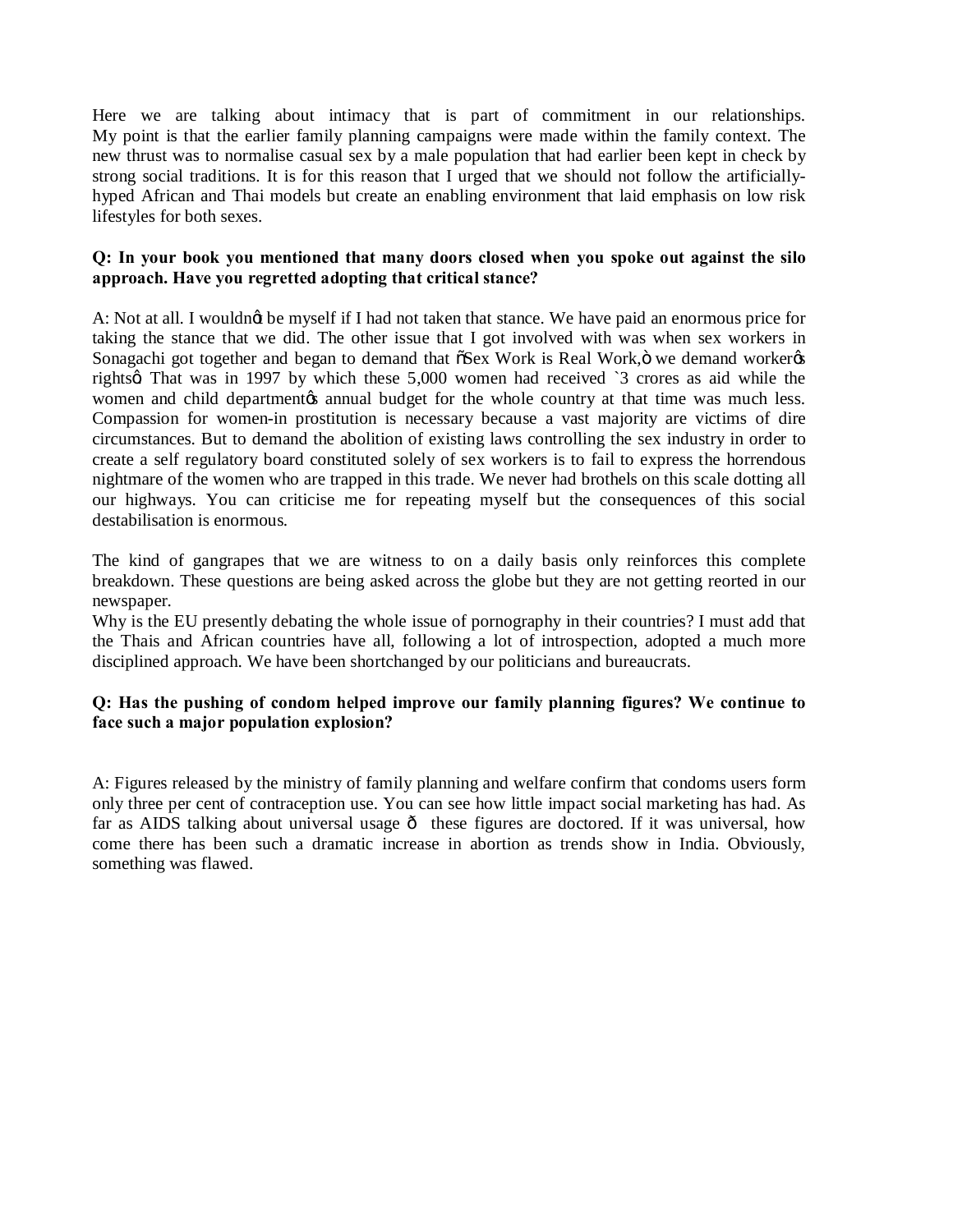Here we are talking about intimacy that is part of commitment in our relationships. My point is that the earlier family planning campaigns were made within the family context. The new thrust was to normalise casual sex by a male population that had earlier been kept in check by strong social traditions. It is for this reason that I urged that we should not follow the artificially-hyped African and Thai models but create an enabling environment that laid emphasis on low risk lifestyles for both sexes.

**Q: In your book you mentioned that many doors closed when you spoke out against the silo approach. Have you regretted adopting that critical stance?**

A: Not at all. I wouldn't be myself if I had not taken that stance. We have paid an enormous price for taking the stance that we did. The other issue that I got involved with was when sex workers in Sonagachi got together and began to demand that "Sex Work is Real Work," we demand worker's rights". That was in 1997 by which these 5,000 women had received `3 crores as aid while the women and child department's annual budget for the whole country at that time was much less. Compassion for women-in prostitution is necessary because a vast majority are victims of dire circumstances. But to demand the abolition of existing laws controlling the sex industry in order to create a self regulatory board constituted solely of sex workers is to fail to express the horrendous nightmare of the women who are trapped in this trade. We never had brothels on this scale dotting all our highways. You can criticise me for repeating myself but the consequences of this social destabilisation is enormous.

The kind of gangrapes that we are witness to on a daily basis only reinforces this complete breakdown. These questions are being asked across the globe but they are not getting reorted in our newspaper.

Why is the EU presently debating the whole issue of pornography in their countries? I must add that the Thais and African countries have all, following a lot of introspection, adopted a much more disciplined approach. We have been shortchanged by our politicians and bureaucrats.

**Q: Has the pushing of condom helped improve our family planning figures? We continue to face such a major population explosion?**

A: Figures released by the ministry of family planning and welfare confirm that condoms users form only three per cent of contraception use. You can see how little impact social marketing has had. As far as AIDS talking about universal usage – these figures are doctored. If it was universal, how come there has been such a dramatic increase in abortion as trends show in India. Obviously, something was flawed.